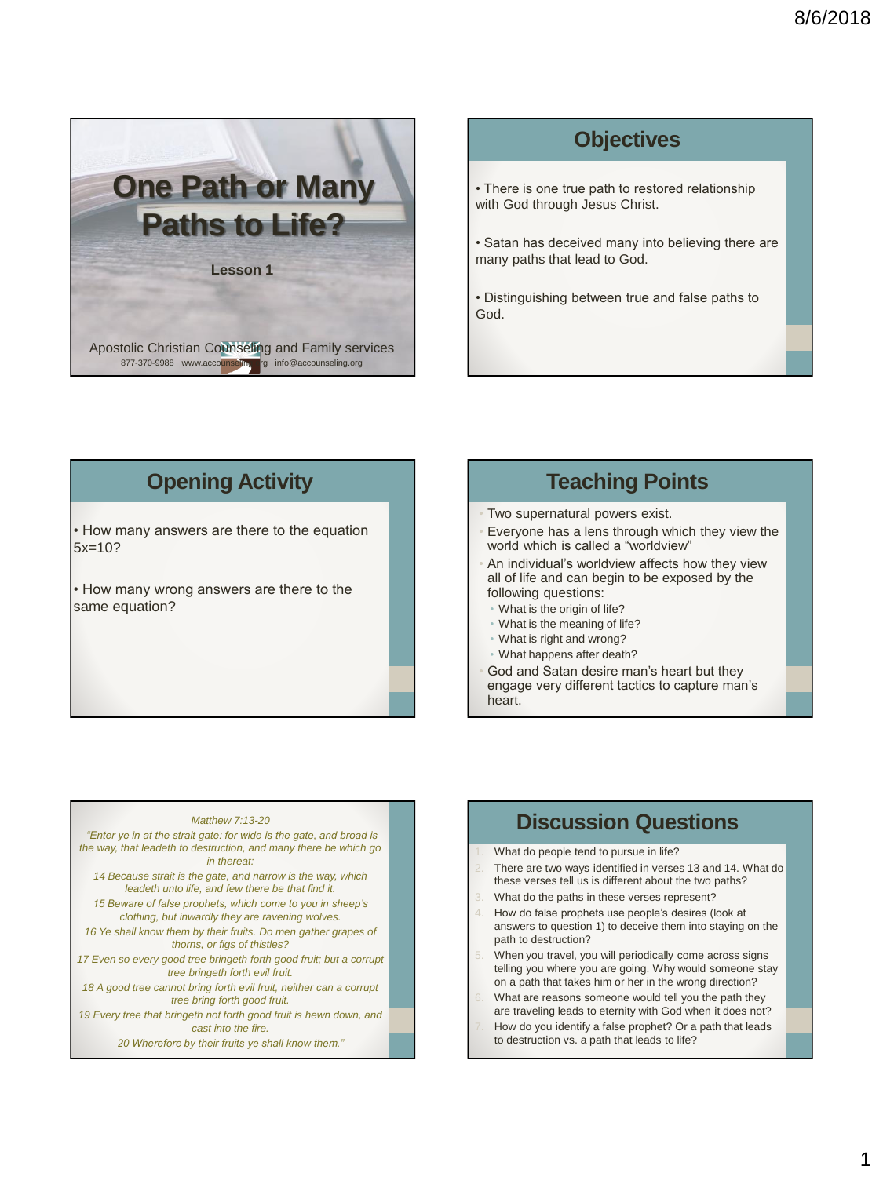# One Path or Many Paths to Life?

Lesson 1

Apostolic Christian Counseling and Family services

877-370-9988 www.accounseling.org info@accounseling.org

## Objectives

- There is one true path to restored relationship with God through Jesus Christ.
- Satan has deceived many into believing there are many paths that lead to God.
- Distinguishing between true and false paths to God.

## Opening Activity

- How many answers are there to the equation $5x=10$?
- How many wrong answers are there to the same equation?

## Teaching Points

- Two supernatural powers exist.
- Everyone has a lens through which they view the world which is called a "worldview"
- An individual's worldview affects how they view all of life and can begin to be exposed by the following questions:
  - What is the origin of life?
  - What is the meaning of life?
  - What is right and wrong?
  - What happens after death?
- God and Satan desire man's heart but they engage very different tactics to capture man's heart.

*Matthew 7:13-20*

*"Enter ye in at the strait gate: for wide is the gate, and broad is the way, that leadeth to destruction, and many there be which go in thereat:*

*14 Because strait is the gate, and narrow is the way, which leadeth unto life, and few there be that find it.*

*15 Beware of false prophets, which come to you in sheep's clothing, but inwardly they are ravening wolves.*

*16 Ye shall know them by their fruits. Do men gather grapes of thorns, or figs of thistles?*

*17 Even so every good tree bringeth forth good fruit; but a corrupt tree bringeth forth evil fruit.*

*18 A good tree cannot bring forth evil fruit, neither can a corrupt tree bring forth good fruit.*

*19 Every tree that bringeth not forth good fruit is hewn down, and cast into the fire.*

*20 Wherefore by their fruits ye shall know them."*

## Discussion Questions

1. What do people tend to pursue in life?
2. There are two ways identified in verses 13 and 14. What do these verses tell us is different about the two paths?
3. What do the paths in these verses represent?
4. How do false prophets use people's desires (look at answers to question 1) to deceive them into staying on the path to destruction?
5. When you travel, you will periodically come across signs telling you where you are going. Why would someone stay on a path that takes him or her in the wrong direction?
6. What are reasons someone would tell you the path they are traveling leads to eternity with God when it does not?
7. How do you identify a false prophet? Or a path that leads to destruction vs. a path that leads to life?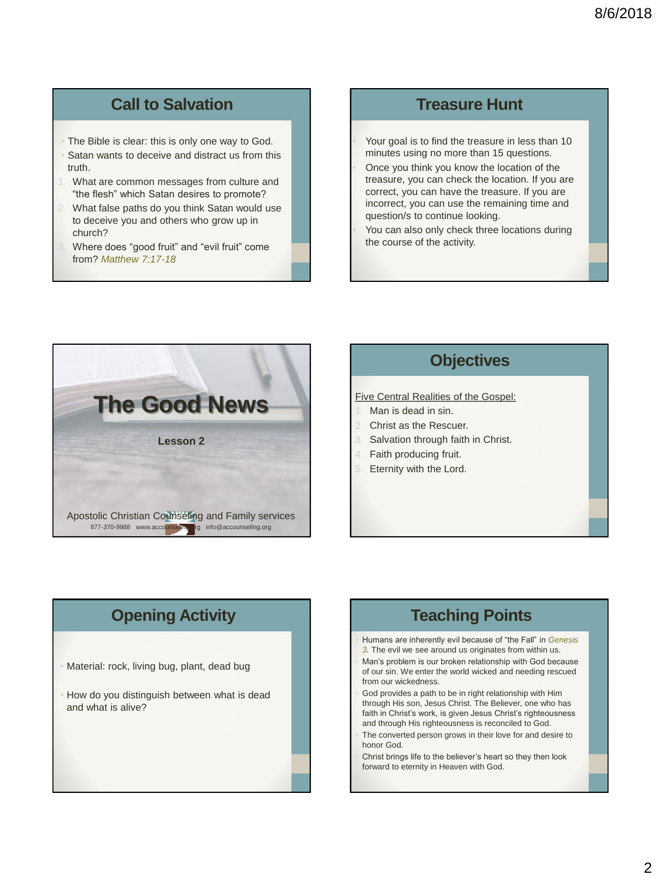## Call to Salvation

- The Bible is clear: this is only one way to God.
- Satan wants to deceive and distract us from this truth.

1. What are common messages from culture and “the flesh” which Satan desires to promote?
2. What false paths do you think Satan would use to deceive you and others who grow up in church?
3. Where does “good fruit” and “evil fruit” come from? *Matthew 7:17-18*

## Treasure Hunt

- Your goal is to find the treasure in less than 10 minutes using no more than 15 questions.
- Once you think you know the location of the treasure, you can check the location. If you are correct, you can have the treasure. If you are incorrect, you can use the remaining time and question/s to continue looking.
- You can also only check three locations during the course of the activity.

# The Good News

**Lesson 2**

Apostolic Christian Counseling and Family services

877-370-9988 www.accounseling.org info@accounseling.org

## Objectives

Five Central Realities of the Gospel:

1. Man is dead in sin.
2. Christ as the Rescuer.
3. Salvation through faith in Christ.
4. Faith producing fruit.
5. Eternity with the Lord.

## Opening Activity

- Material: rock, living bug, plant, dead bug
- How do you distinguish between what is dead and what is alive?

## Teaching Points

- Humans are inherently evil because of “the Fall” in *Genesis 3*. The evil we see around us originates from within us.
- Man’s problem is our broken relationship with God because of our sin. We enter the world wicked and needing rescued from our wickedness.
- God provides a path to be in right relationship with Him through His son, Jesus Christ. The Believer, one who has faith in Christ’s work, is given Jesus Christ’s righteousness and through His righteousness is reconciled to God.
- The converted person grows in their love for and desire to honor God.
- Christ brings life to the believer’s heart so they then look forward to eternity in Heaven with God.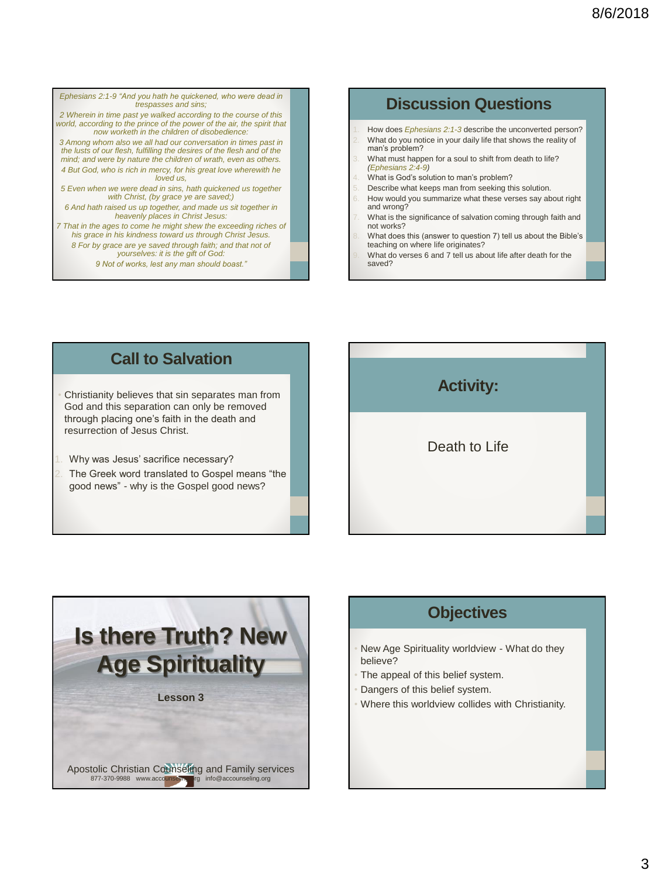Ephesians 2:1-9 "And you hath he quickened, who were dead in trespasses and sins;

2 Wherein in time past ye walked according to the course of this world, according to the prince of the power of the air, the spirit that now worketh in the children of disobedience:

3 Among whom also we all had our conversation in times past in the lusts of our flesh, fulfilling the desires of the flesh and of the mind; and were by nature the children of wrath, even as others.

4 But God, who is rich in mercy, for his great love wherewith he loved us,

5 Even when we were dead in sins, hath quickened us together with Christ, (by grace ye are saved;)

6 And hath raised us up together, and made us sit together in heavenly places in Christ Jesus:

7 That in the ages to come he might shew the exceeding riches of his grace in his kindness toward us through Christ Jesus.

8 For by grace are ye saved through faith; and that not of yourselves: it is the gift of God:

9 Not of works, lest any man should boast."

## Discussion Questions

1. How does *Ephesians 2:1-3* describe the unconverted person?
2. What do you notice in your daily life that shows the reality of man's problem?
3. What must happen for a soul to shift from death to life? *(Ephesians 2:4-9)*
4. What is God's solution to man's problem?
5. Describe what keeps man from seeking this solution.
6. How would you summarize what these verses say about right and wrong?
7. What is the significance of salvation coming through faith and not works?
8. What does this (answer to question 7) tell us about the Bible's teaching on where life originates?
9. What do verses 6 and 7 tell us about life after death for the saved?

## Call to Salvation

- Christianity believes that sin separates man from God and this separation can only be removed through placing one's faith in the death and resurrection of Jesus Christ.

1. Why was Jesus' sacrifice necessary?
2. The Greek word translated to Gospel means "the good news" - why is the Gospel good news?

## Activity:

Death to Life

# Is there Truth? New Age Spirituality

**Lesson 3**

Apostolic Christian Counseling and Family services
877-370-9988 www.accounseling.org info@accounseling.org

## Objectives

- New Age Spirituality worldview - What do they believe?
- The appeal of this belief system.
- Dangers of this belief system.
- Where this worldview collides with Christianity.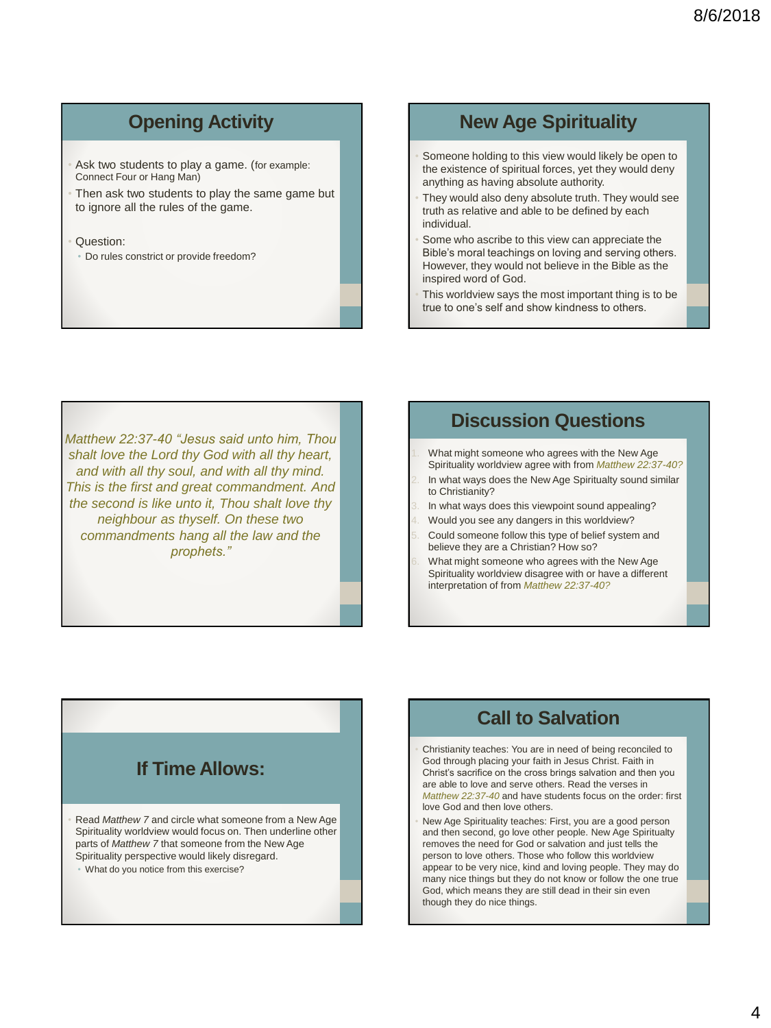## Opening Activity

- Ask two students to play a game. (for example: Connect Four or Hang Man)
- Then ask two students to play the same game but to ignore all the rules of the game.

- Question:
  - Do rules constrict or provide freedom?

## New Age Spirituality

- Someone holding to this view would likely be open to the existence of spiritual forces, yet they would deny anything as having absolute authority.
- They would also deny absolute truth. They would see truth as relative and able to be defined by each individual.
- Some who ascribe to this view can appreciate the Bible's moral teachings on loving and serving others. However, they would not believe in the Bible as the inspired word of God.
- This worldview says the most important thing is to be true to one's self and show kindness to others.

*Matthew 22:37-40 "Jesus said unto him, Thou shalt love the Lord thy God with all thy heart, and with all thy soul, and with all thy mind. This is the first and great commandment. And the second is like unto it, Thou shalt love thy neighbour as thyself. On these two commandments hang all the law and the prophets."*

## Discussion Questions

1. What might someone who agrees with the New Age Spirituality worldview agree with from *Matthew 22:37-40?*
2. In what ways does the New Age Spirituality sound similar to Christianity?
3. In what ways does this viewpoint sound appealing?
4. Would you see any dangers in this worldview?
5. Could someone follow this type of belief system and believe they are a Christian? How so?
6. What might someone who agrees with the New Age Spirituality worldview disagree with or have a different interpretation of from *Matthew 22:37-40?*

## If Time Allows:

- Read *Matthew 7* and circle what someone from a New Age Spirituality worldview would focus on. Then underline other parts of *Matthew 7* that someone from the New Age Spirituality perspective would likely disregard.
  - What do you notice from this exercise?

## Call to Salvation

- Christianity teaches: You are in need of being reconciled to God through placing your faith in Jesus Christ. Faith in Christ's sacrifice on the cross brings salvation and then you are able to love and serve others. Read the verses in *Matthew 22:37-40* and have students focus on the order: first love God and then love others.
- New Age Spirituality teaches: First, you are a good person and then second, go love other people. New Age Spiritualty removes the need for God or salvation and just tells the person to love others. Those who follow this worldview appear to be very nice, kind and loving people. They may do many nice things but they do not know or follow the one true God, which means they are still dead in their sin even though they do nice things.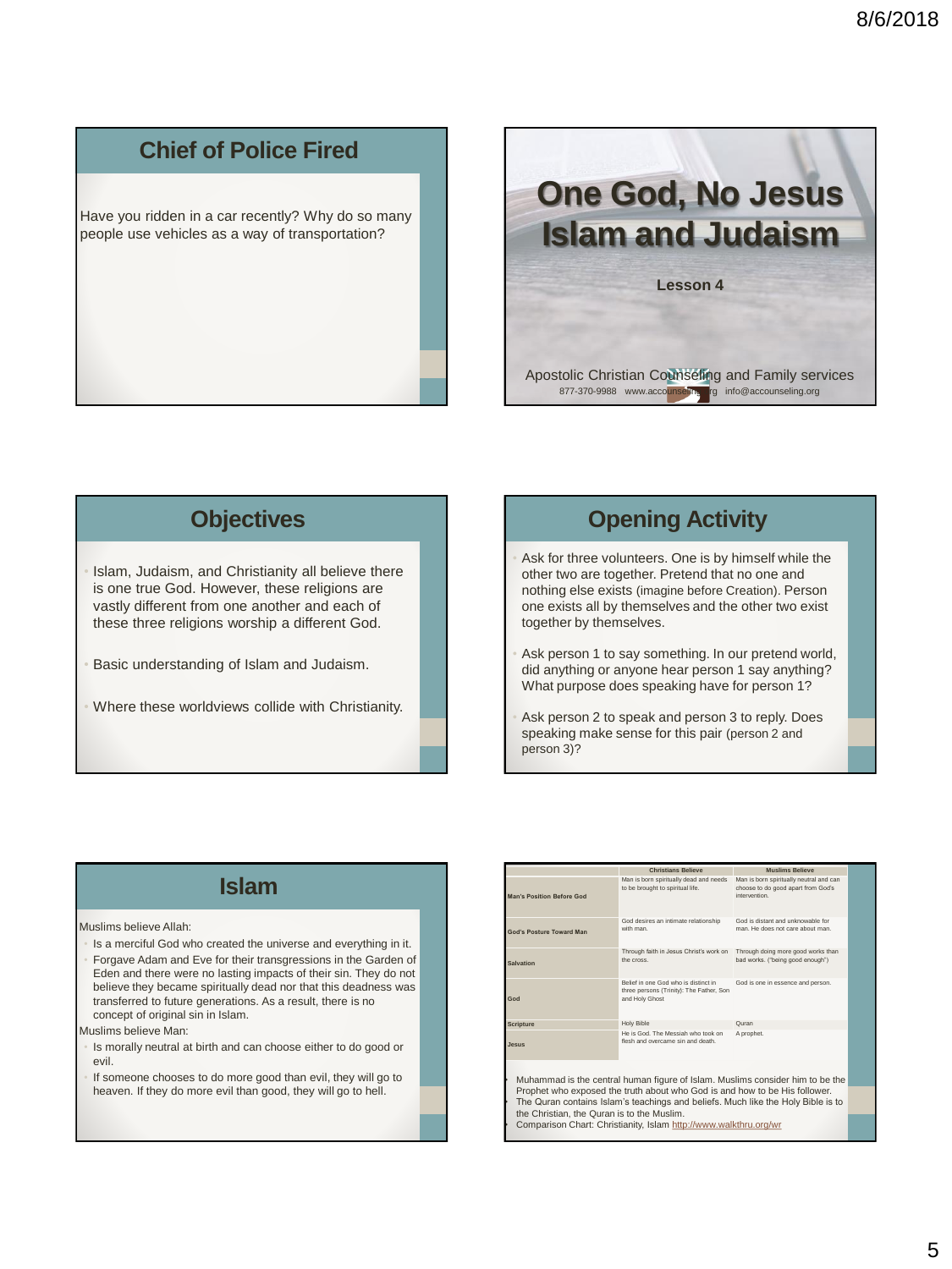## Chief of Police Fired

Have you ridden in a car recently? Why do so many people use vehicles as a way of transportation?

# One God, No Jesus Islam and Judaism

**Lesson 4**

Apostolic Christian Counseling and Family services

877-370-9988 www.accounseling.org info@accounseling.org

## Objectives

- Islam, Judaism, and Christianity all believe there is one true God. However, these religions are vastly different from one another and each of these three religions worship a different God.
- Basic understanding of Islam and Judaism.
- Where these worldviews collide with Christianity.

## Opening Activity

- Ask for three volunteers. One is by himself while the other two are together. Pretend that no one and nothing else exists (imagine before Creation). Person one exists all by themselves and the other two exist together by themselves.
- Ask person 1 to say something. In our pretend world, did anything or anyone hear person 1 say anything? What purpose does speaking have for person 1?
- Ask person 2 to speak and person 3 to reply. Does speaking make sense for this pair (person 2 and person 3)?

## Islam

Muslims believe Allah:

- Is a merciful God who created the universe and everything in it.
- Forgave Adam and Eve for their transgressions in the Garden of Eden and there were no lasting impacts of their sin. They do not believe they became spiritually dead nor that this deadness was transferred to future generations. As a result, there is no concept of original sin in Islam.

Muslims believe Man:

- Is morally neutral at birth and can choose either to do good or evil.
- If someone chooses to do more good than evil, they will go to heaven. If they do more evil than good, they will go to hell.

| | Christians Believe | Muslims Believe |
|---|---|---|
| Man's Position Before God | Man is born spiritually dead and needs to be brought to spiritual life. | Man is born spiritually neutral and can choose to do good apart from God's intervention. |
| God's Posture Toward Man | God desires an intimate relationship with man. | God is distant and unknowable for man. He does not care about man. |
| Salvation | Through faith in Jesus Christ's work on the cross. | Through doing more good works than bad works. ("being good enough") |
| God | Belief in one God who is distinct in three persons (Trinity): The Father, Son and Holy Ghost | God is one in essence and person. |
| Scripture | Holy Bible | Quran |
| Jesus | He is God. The Messiah who took on flesh and overcame sin and death. | A prophet. |

- Muhammad is the central human figure of Islam. Muslims consider him to be the Prophet who exposed the truth about who God is and how to be His follower.
- The Quran contains Islam's teachings and beliefs. Much like the Holy Bible is to the Christian, the Quran is to the Muslim.
- Comparison Chart: Christianity, Islam http://www.walkthru.org/wr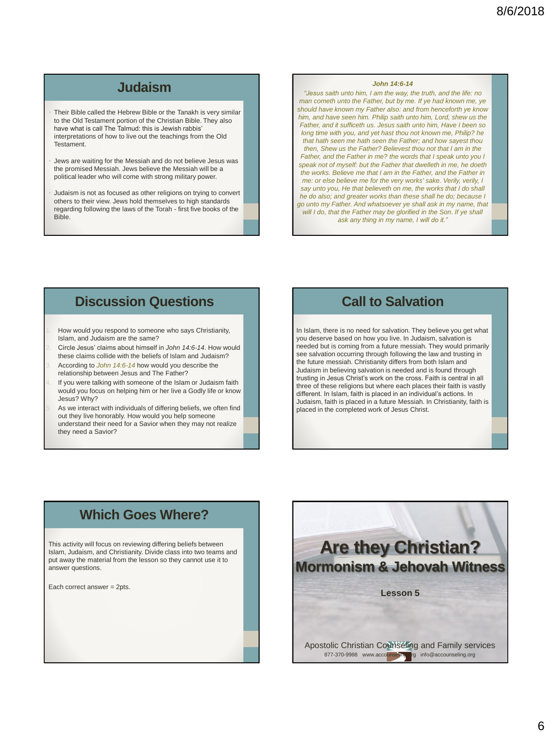## Judaism

- Their Bible called the Hebrew Bible or the Tanakh is very similar to the Old Testament portion of the Christian Bible. They also have what is call The Talmud: this is Jewish rabbis' interpretations of how to live out the teachings from the Old Testament.
- Jews are waiting for the Messiah and do not believe Jesus was the promised Messiah. Jews believe the Messiah will be a political leader who will come with strong military power.
- Judaism is not as focused as other religions on trying to convert others to their view. Jews hold themselves to high standards regarding following the laws of the Torah - first five books of the Bible.

**John 14:6-14**

*"Jesus saith unto him, I am the way, the truth, and the life: no man cometh unto the Father, but by me. If ye had known me, ye should have known my Father also: and from henceforth ye know him, and have seen him. Philip saith unto him, Lord, shew us the Father, and it sufficeth us. Jesus saith unto him, Have I been so long time with you, and yet hast thou not known me, Philip? he that hath seen me hath seen the Father; and how sayest thou then, Shew us the Father? Believest thou not that I am in the Father, and the Father in me? the words that I speak unto you I speak not of myself: but the Father that dwelleth in me, he doeth the works. Believe me that I am in the Father, and the Father in me: or else believe me for the very works' sake. Verily, verily, I say unto you, He that believeth on me, the works that I do shall he do also; and greater works than these shall he do; because I go unto my Father. And whatsoever ye shall ask in my name, that will I do, that the Father may be glorified in the Son. If ye shall ask any thing in my name, I will do it."*

## Discussion Questions

1. How would you respond to someone who says Christianity, Islam, and Judaism are the same?
2. Circle Jesus' claims about himself in *John 14:6-14*. How would these claims collide with the beliefs of Islam and Judaism?
3. According to *John 14:6-14* how would you describe the relationship between Jesus and The Father?
4. If you were talking with someone of the Islam or Judaism faith would you focus on helping him or her live a Godly life or know Jesus? Why?
5. As we interact with individuals of differing beliefs, we often find out they live honorably. How would you help someone understand their need for a Savior when they may not realize they need a Savior?

## Call to Salvation

In Islam, there is no need for salvation. They believe you get what you deserve based on how you live. In Judaism, salvation is needed but is coming from a future messiah. They would primarily see salvation occurring through following the law and trusting in the future messiah. Christianity differs from both Islam and Judaism in believing salvation is needed and is found through trusting in Jesus Christ's work on the cross. Faith is central in all three of these religions but where each places their faith is vastly different. In Islam, faith is placed in an individual's actions. In Judaism, faith is placed in a future Messiah. In Christianity, faith is placed in the completed work of Jesus Christ.

## Which Goes Where?

This activity will focus on reviewing differing beliefs between Islam, Judaism, and Christianity. Divide class into two teams and put away the material from the lesson so they cannot use it to answer questions.

Each correct answer = 2pts.

# Are they Christian?

## Mormonism & Jehovah Witness

**Lesson 5**

Apostolic Christian Counseling and Family services

877-370-9988 www.accounseling.org info@accounseling.org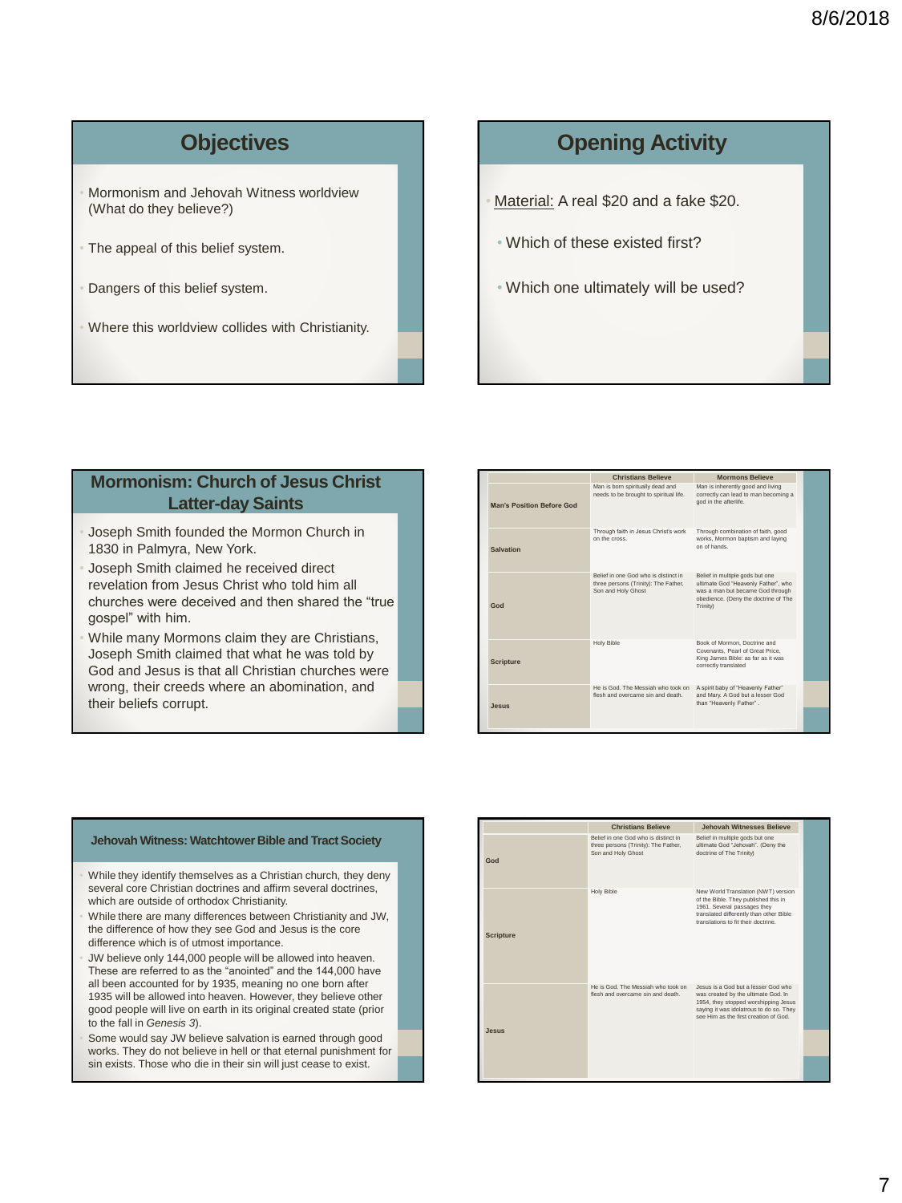## Objectives

- Mormonism and Jehovah Witness worldview (What do they believe?)
- The appeal of this belief system.
- Dangers of this belief system.
- Where this worldview collides with Christianity.

## Opening Activity

- Material: A real $20 and a fake $20.
  - Which of these existed first?
  - Which one ultimately will be used?

## Mormonism: Church of Jesus Christ Latter-day Saints

- Joseph Smith founded the Mormon Church in 1830 in Palmyra, New York.
- Joseph Smith claimed he received direct revelation from Jesus Christ who told him all churches were deceived and then shared the "true gospel" with him.
- While many Mormons claim they are Christians, Joseph Smith claimed that what he was told by God and Jesus is that all Christian churches were wrong, their creeds where an abomination, and their beliefs corrupt.

| | Christians Believe | Mormons Believe |
|---|---|---|
| Man's Position Before God | Man is born spiritually dead and needs to be brought to spiritual life. | Man is inherently good and living correctly can lead to man becoming a god in the afterlife. |
| Salvation | Through faith in Jesus Christ's work on the cross. | Through combination of faith, good works, Mormon baptism and laying on of hands. |
| God | Belief in one God who is distinct in three persons (Trinity): The Father, Son and Holy Ghost | Belief in multiple gods but one ultimate God "Heavenly Father", who was a man but became God through obedience. (Deny the doctrine of The Trinity) |
| Scripture | Holy Bible | Book of Mormon, Doctrine and Covenants, Pearl of Great Price, King James Bible: as far as it was correctly translated |
| Jesus | He is God. The Messiah who took on flesh and overcame sin and death. | A spirit baby of "Heavenly Father" and Mary. A God but a lesser God than "Heavenly Father". |

## Jehovah Witness: Watchtower Bible and Tract Society

- While they identify themselves as a Christian church, they deny several core Christian doctrines and affirm several doctrines, which are outside of orthodox Christianity.
- While there are many differences between Christianity and JW, the difference of how they see God and Jesus is the core difference which is of utmost importance.
- JW believe only 144,000 people will be allowed into heaven. These are referred to as the "anointed" and the 144,000 have all been accounted for by 1935, meaning no one born after 1935 will be allowed into heaven. However, they believe other good people will live on earth in its original created state (prior to the fall in *Genesis 3*).
- Some would say JW believe salvation is earned through good works. They do not believe in hell or that eternal punishment for sin exists. Those who die in their sin will just cease to exist.

| | Christians Believe | Jehovah Witnesses Believe |
|---|---|---|
| God | Belief in one God who is distinct in three persons (Trinity): The Father, Son and Holy Ghost | Belief in multiple gods but one ultimate God "Jehovah". (Deny the doctrine of The Trinity) |
| Scripture | Holy Bible | New World Translation (NWT) version of the Bible. They published this in 1961. Several passages they translated differently than other Bible translations to fit their doctrine. |
| Jesus | He is God. The Messiah who took on flesh and overcame sin and death. | Jesus is a God but a lesser God who was created by the ultimate God. In 1954, they stopped worshipping Jesus saying it was idolatrous to do so. They see Him as the first creation of God. |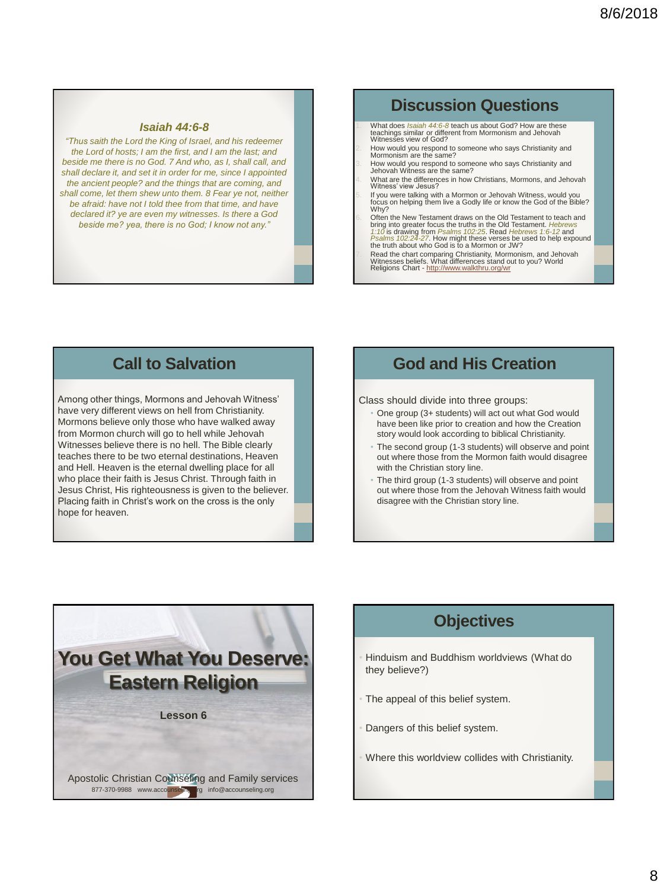## Isaiah 44:6-8

*"Thus saith the Lord the King of Israel, and his redeemer the Lord of hosts; I am the first, and I am the last; and beside me there is no God. 7 And who, as I, shall call, and shall declare it, and set it in order for me, since I appointed the ancient people? and the things that are coming, and shall come, let them shew unto them. 8 Fear ye not, neither be afraid: have not I told thee from that time, and have declared it? ye are even my witnesses. Is there a God beside me? yea, there is no God; I know not any."*

## Discussion Questions

1. What does *Isaiah 44:6-8* teach us about God? How are these teachings similar or different from Mormonism and Jehovah Witnesses view of God?
2. How would you respond to someone who says Christianity and Mormonism are the same?
3. How would you respond to someone who says Christianity and Jehovah Witness are the same?
4. What are the differences in how Christians, Mormons, and Jehovah Witness' view Jesus?
5. If you were talking with a Mormon or Jehovah Witness, would you focus on helping them live a Godly life or know the God of the Bible? Why?
6. Often the New Testament draws on the Old Testament to teach and bring into greater focus the truths in the Old Testament. *Hebrews 1:10* is drawing from *Psalms 102:25*. Read *Hebrews 1:6-12* and *Psalms 102:24-27*. How might these verses be used to help expound the truth about who God is to a Mormon or JW?
7. Read the chart comparing Christianity, Mormonism, and Jehovah Witnesses beliefs. What differences stand out to you? World Religions Chart - http://www.walkthru.org/wr

## Call to Salvation

Among other things, Mormons and Jehovah Witness' have very different views on hell from Christianity. Mormons believe only those who have walked away from Mormon church will go to hell while Jehovah Witnesses believe there is no hell. The Bible clearly teaches there to be two eternal destinations, Heaven and Hell. Heaven is the eternal dwelling place for all who place their faith is Jesus Christ. Through faith in Jesus Christ, His righteousness is given to the believer. Placing faith in Christ's work on the cross is the only hope for heaven.

## God and His Creation

Class should divide into three groups:

- One group (3+ students) will act out what God would have been like prior to creation and how the Creation story would look according to biblical Christianity.
- The second group (1-3 students) will observe and point out where those from the Mormon faith would disagree with the Christian story line.
- The third group (1-3 students) will observe and point out where those from the Jehovah Witness faith would disagree with the Christian story line.

# You Get What You Deserve: Eastern Religion

**Lesson 6**

Apostolic Christian Counseling and Family services
877-370-9988 www.accounseling.org info@accounseling.org

## Objectives

- Hinduism and Buddhism worldviews (What do they believe?)
- The appeal of this belief system.
- Dangers of this belief system.
- Where this worldview collides with Christianity.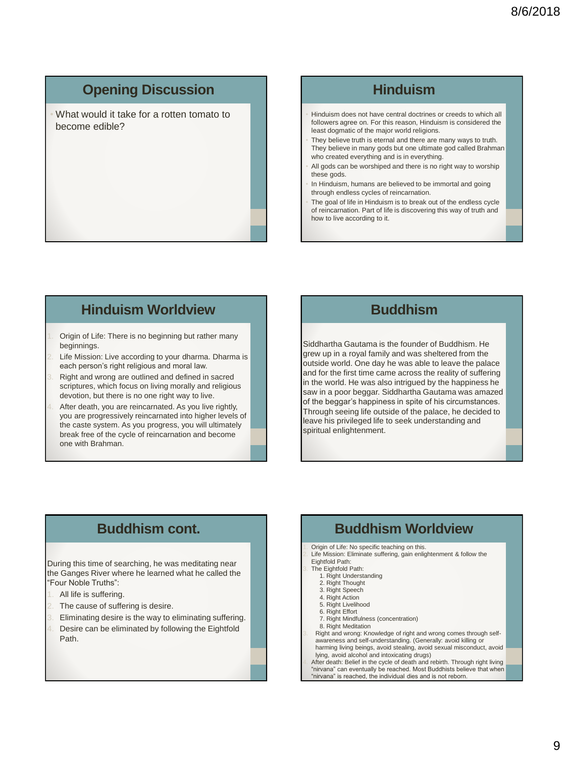## Opening Discussion

- What would it take for a rotten tomato to become edible?

## Hinduism

- Hinduism does not have central doctrines or creeds to which all followers agree on. For this reason, Hinduism is considered the least dogmatic of the major world religions.
- They believe truth is eternal and there are many ways to truth. They believe in many gods but one ultimate god called Brahman who created everything and is in everything.
- All gods can be worshiped and there is no right way to worship these gods.
- In Hinduism, humans are believed to be immortal and going through endless cycles of reincarnation.
- The goal of life in Hinduism is to break out of the endless cycle of reincarnation. Part of life is discovering this way of truth and how to live according to it.

## Hinduism Worldview

1. Origin of Life: There is no beginning but rather many beginnings.
2. Life Mission: Live according to your dharma. Dharma is each person's right religious and moral law.
3. Right and wrong are outlined and defined in sacred scriptures, which focus on living morally and religious devotion, but there is no one right way to live.
4. After death, you are reincarnated. As you live rightly, you are progressively reincarnated into higher levels of the caste system. As you progress, you will ultimately break free of the cycle of reincarnation and become one with Brahman.

## Buddhism

Siddhartha Gautama is the founder of Buddhism. He grew up in a royal family and was sheltered from the outside world. One day he was able to leave the palace and for the first time came across the reality of suffering in the world. He was also intrigued by the happiness he saw in a poor beggar. Siddhartha Gautama was amazed of the beggar's happiness in spite of his circumstances. Through seeing life outside of the palace, he decided to leave his privileged life to seek understanding and spiritual enlightenment.

## Buddhism cont.

During this time of searching, he was meditating near the Ganges River where he learned what he called the "Four Noble Truths":

1. All life is suffering.
2. The cause of suffering is desire.
3. Eliminating desire is the way to eliminating suffering.
4. Desire can be eliminated by following the Eightfold Path.

## Buddhism Worldview

1. Origin of Life: No specific teaching on this.
2. Life Mission: Eliminate suffering, gain enlightenment & follow the Eightfold Path.
3. The Eightfold Path:
   1. Right Understanding
   2. Right Thought
   3. Right Speech
   4. Right Action
   5. Right Livelihood
   6. Right Effort
   7. Right Mindfulness (concentration)
   8. Right Meditation
3. Right and wrong: Knowledge of right and wrong comes through self-awareness and self-understanding. (Generally: avoid killing or harming living beings, avoid stealing, avoid sexual misconduct, avoid lying, avoid alcohol and intoxicating drugs)
4. After death: Belief in the cycle of death and rebirth. Through right living "nirvana" can eventually be reached. Most Buddhists believe that when "nirvana" is reached, the individual dies and is not reborn.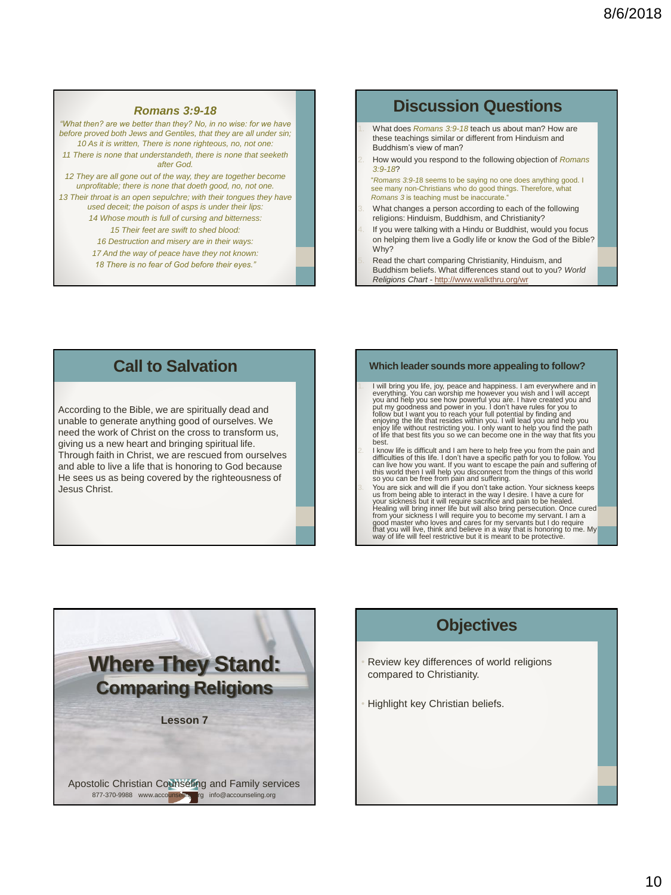## Romans 3:9-18

*"What then? are we better than they? No, in no wise: for we have before proved both Jews and Gentiles, that they are all under sin;*
*10 As it is written, There is none righteous, no, not one:*
*11 There is none that understandeth, there is none that seeketh after God.*
*12 They are all gone out of the way, they are together become unprofitable; there is none that doeth good, no, not one.*
*13 Their throat is an open sepulchre; with their tongues they have used deceit; the poison of asps is under their lips:*
*14 Whose mouth is full of cursing and bitterness:*
*15 Their feet are swift to shed blood:*
*16 Destruction and misery are in their ways:*
*17 And the way of peace have they not known:*
*18 There is no fear of God before their eyes."*

## Discussion Questions

1. What does *Romans 3:9-18* teach us about man? How are these teachings similar or different from Hinduism and Buddhism's view of man?
2. How would you respond to the following objection of *Romans 3:9-18*?
   "*Romans 3:9-18* seems to be saying no one does anything good. I see many non-Christians who do good things. Therefore, what *Romans 3* is teaching must be inaccurate."
3. What changes a person according to each of the following religions: Hinduism, Buddhism, and Christianity?
4. If you were talking with a Hindu or Buddhist, would you focus on helping them live a Godly life or know the God of the Bible? Why?
5. Read the chart comparing Christianity, Hinduism, and Buddhism beliefs. What differences stand out to you? *World Religions Chart* - http://www.walkthru.org/wr

## Call to Salvation

According to the Bible, we are spiritually dead and unable to generate anything good of ourselves. We need the work of Christ on the cross to transform us, giving us a new heart and bringing spiritual life. Through faith in Christ, we are rescued from ourselves and able to live a life that is honoring to God because He sees us as being covered by the righteousness of Jesus Christ.

## Which leader sounds more appealing to follow?

1. I will bring you life, joy, peace and happiness. I am everywhere and in everything. You can worship me however you wish and I will accept you and help you see how powerful you are. I have created you and put my goodness and power in you. I don't have rules for you to follow but I want you to reach your full potential by finding and enjoying the life that resides within you. I will lead you and help you enjoy life without restricting you. I only want to help you find the path of life that best fits you so we can become one in the way that fits you best.
2. I know life is difficult and I am here to help free you from the pain and difficulties of this life. I don't have a specific path for you to follow. You can live how you want. If you want to escape the pain and suffering of this world then I will help you disconnect from the things of this world so you can be free from pain and suffering.
3. You are sick and will die if you don't take action. Your sickness keeps us from being able to interact in the way I desire. I have a cure for your sickness but it will require sacrifice and pain to be healed. Healing will bring inner life but will also bring persecution. Once cured from your sickness I will require you to become my servant. I am a good master who loves and cares for my servants but I do require that you will live, think and believe in a way that is honoring to me. My way of life will feel restrictive but it is meant to be protective.

# Where They Stand: Comparing Religions

**Lesson 7**

Apostolic Christian Counseling and Family services
877-370-9988 www.accounseling.org info@accounseling.org

## Objectives

- Review key differences of world religions compared to Christianity.
- Highlight key Christian beliefs.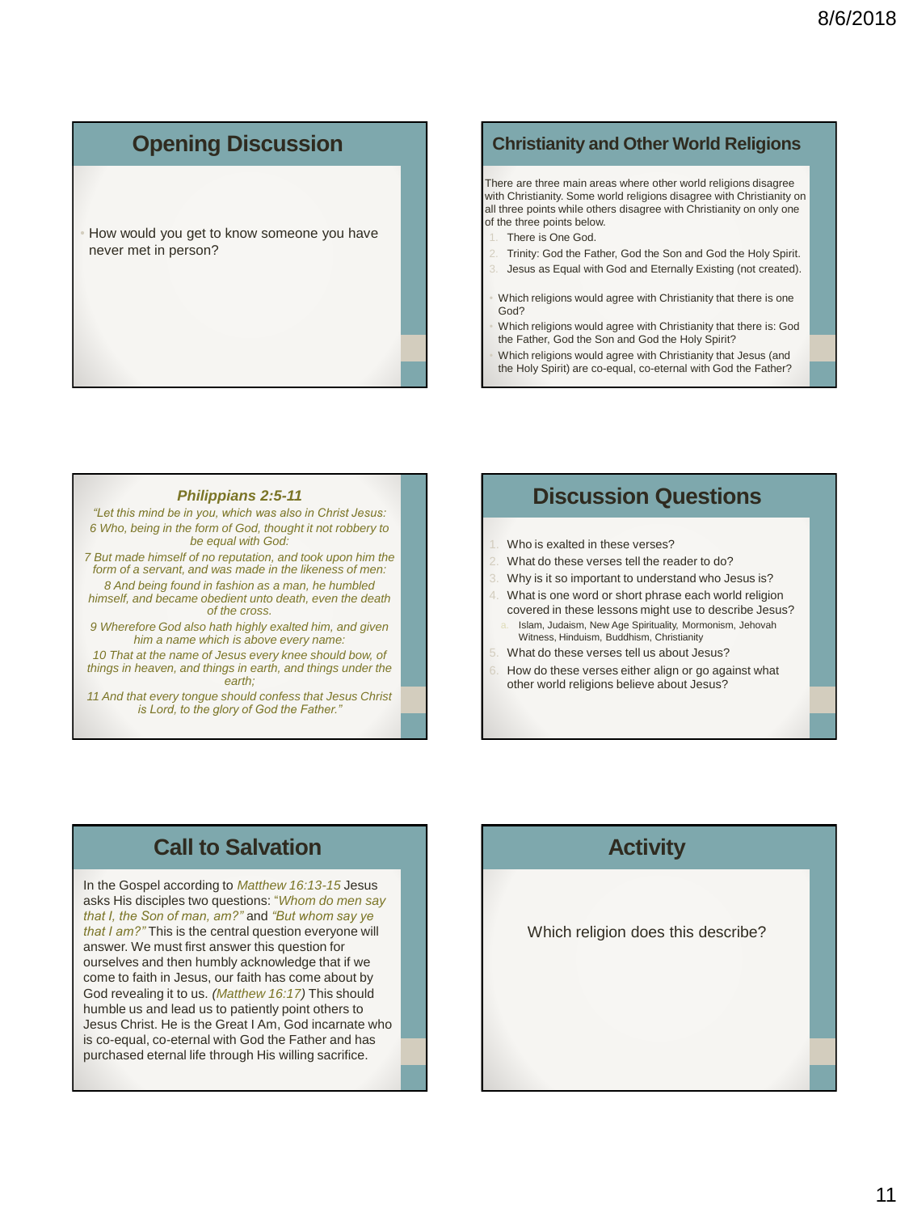## Opening Discussion

- How would you get to know someone you have never met in person?

## Christianity and Other World Religions

There are three main areas where other world religions disagree with Christianity. Some world religions disagree with Christianity on all three points while others disagree with Christianity on only one of the three points below.

1. There is One God.
2. Trinity: God the Father, God the Son and God the Holy Spirit.
3. Jesus as Equal with God and Eternally Existing (not created).

- Which religions would agree with Christianity that there is one God?
- Which religions would agree with Christianity that there is: God the Father, God the Son and God the Holy Spirit?
- Which religions would agree with Christianity that Jesus (and the Holy Spirit) are co-equal, co-eternal with God the Father?

## *Philippians 2:5-11*

*"Let this mind be in you, which was also in Christ Jesus:*

*6 Who, being in the form of God, thought it not robbery to be equal with God:*

*7 But made himself of no reputation, and took upon him the form of a servant, and was made in the likeness of men:*

*8 And being found in fashion as a man, he humbled himself, and became obedient unto death, even the death of the cross.*

*9 Wherefore God also hath highly exalted him, and given him a name which is above every name:*

*10 That at the name of Jesus every knee should bow, of things in heaven, and things in earth, and things under the earth;*

*11 And that every tongue should confess that Jesus Christ is Lord, to the glory of God the Father."*

## Discussion Questions

1. Who is exalted in these verses?
2. What do these verses tell the reader to do?
3. Why is it so important to understand who Jesus is?
4. What is one word or short phrase each world religion covered in these lessons might use to describe Jesus?
   a. Islam, Judaism, New Age Spirituality, Mormonism, Jehovah Witness, Hinduism, Buddhism, Christianity
5. What do these verses tell us about Jesus?
6. How do these verses either align or go against what other world religions believe about Jesus?

## Call to Salvation

In the Gospel according to *Matthew 16:13-15* Jesus asks His disciples two questions: *"Whom do men say that I, the Son of man, am?"* and *"But whom say ye that I am?"* This is the central question everyone will answer. We must first answer this question for ourselves and then humbly acknowledge that if we come to faith in Jesus, our faith has come about by God revealing it to us. *(Matthew 16:17)* This should humble us and lead us to patiently point others to Jesus Christ. He is the Great I Am, God incarnate who is co-equal, co-eternal with God the Father and has purchased eternal life through His willing sacrifice.

## Activity

Which religion does this describe?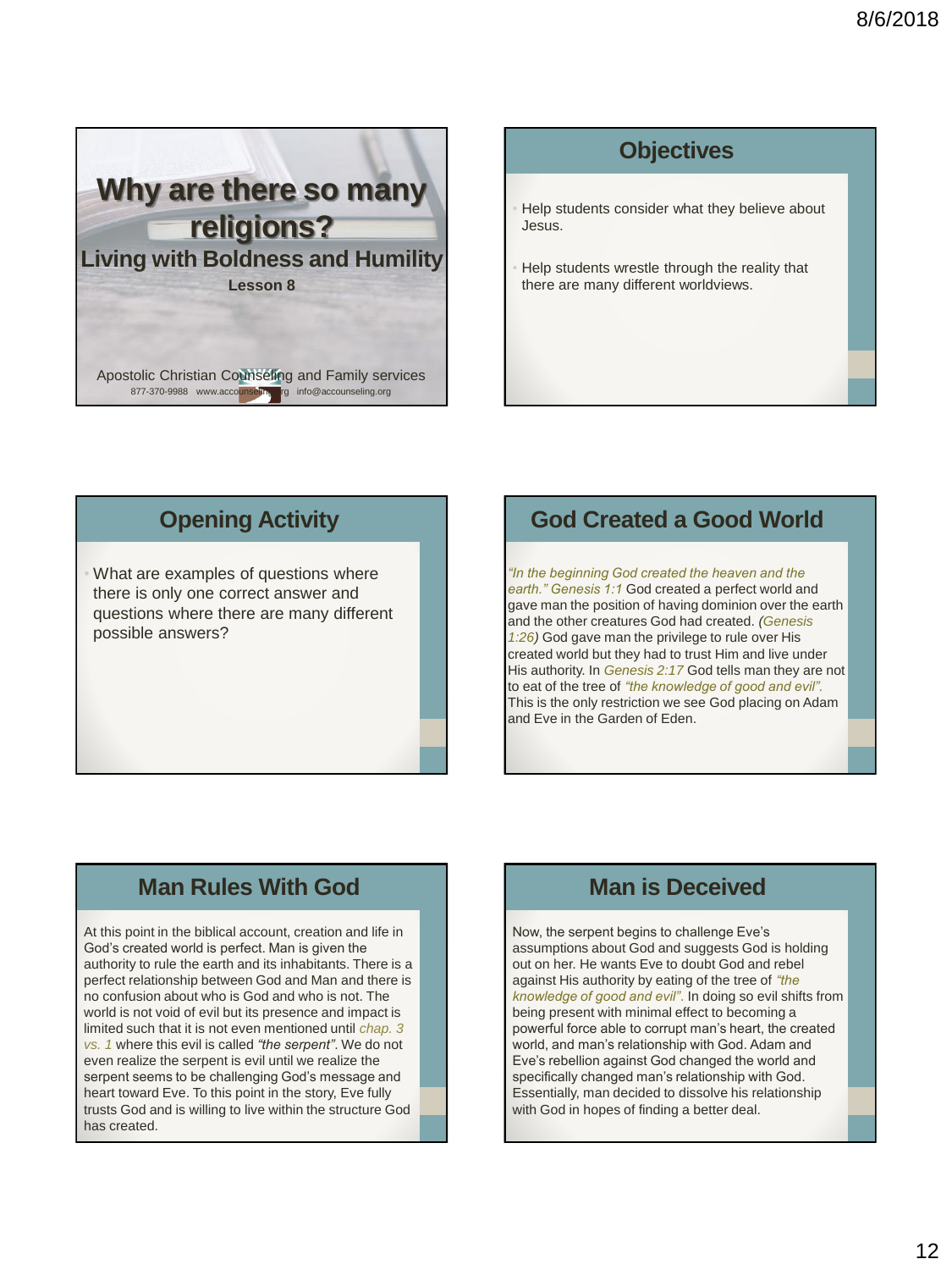# Why are there so many religions?

## Living with Boldness and Humility

**Lesson 8**

Apostolic Christian Counseling and Family services

877-370-9988 www.accounseling.org info@accounseling.org

## Objectives

- Help students consider what they believe about Jesus.
- Help students wrestle through the reality that there are many different worldviews.

## Opening Activity

- What are examples of questions where there is only one correct answer and questions where there are many different possible answers?

## God Created a Good World

*"In the beginning God created the heaven and the earth." Genesis 1:1* God created a perfect world and gave man the position of having dominion over the earth and the other creatures God had created. *(Genesis 1:26)* God gave man the privilege to rule over His created world but they had to trust Him and live under His authority. In *Genesis 2:17* God tells man they are not to eat of the tree of *"the knowledge of good and evil".* This is the only restriction we see God placing on Adam and Eve in the Garden of Eden.

## Man Rules With God

At this point in the biblical account, creation and life in God's created world is perfect. Man is given the authority to rule the earth and its inhabitants. There is a perfect relationship between God and Man and there is no confusion about who is God and who is not. The world is not void of evil but its presence and impact is limited such that it is not even mentioned until *chap. 3 vs. 1* where this evil is called *"the serpent"*. We do not even realize the serpent is evil until we realize the serpent seems to be challenging God's message and heart toward Eve. To this point in the story, Eve fully trusts God and is willing to live within the structure God has created.

## Man is Deceived

Now, the serpent begins to challenge Eve's assumptions about God and suggests God is holding out on her. He wants Eve to doubt God and rebel against His authority by eating of the tree of *"the knowledge of good and evil".* In doing so evil shifts from being present with minimal effect to becoming a powerful force able to corrupt man's heart, the created world, and man's relationship with God. Adam and Eve's rebellion against God changed the world and specifically changed man's relationship with God. Essentially, man decided to dissolve his relationship with God in hopes of finding a better deal.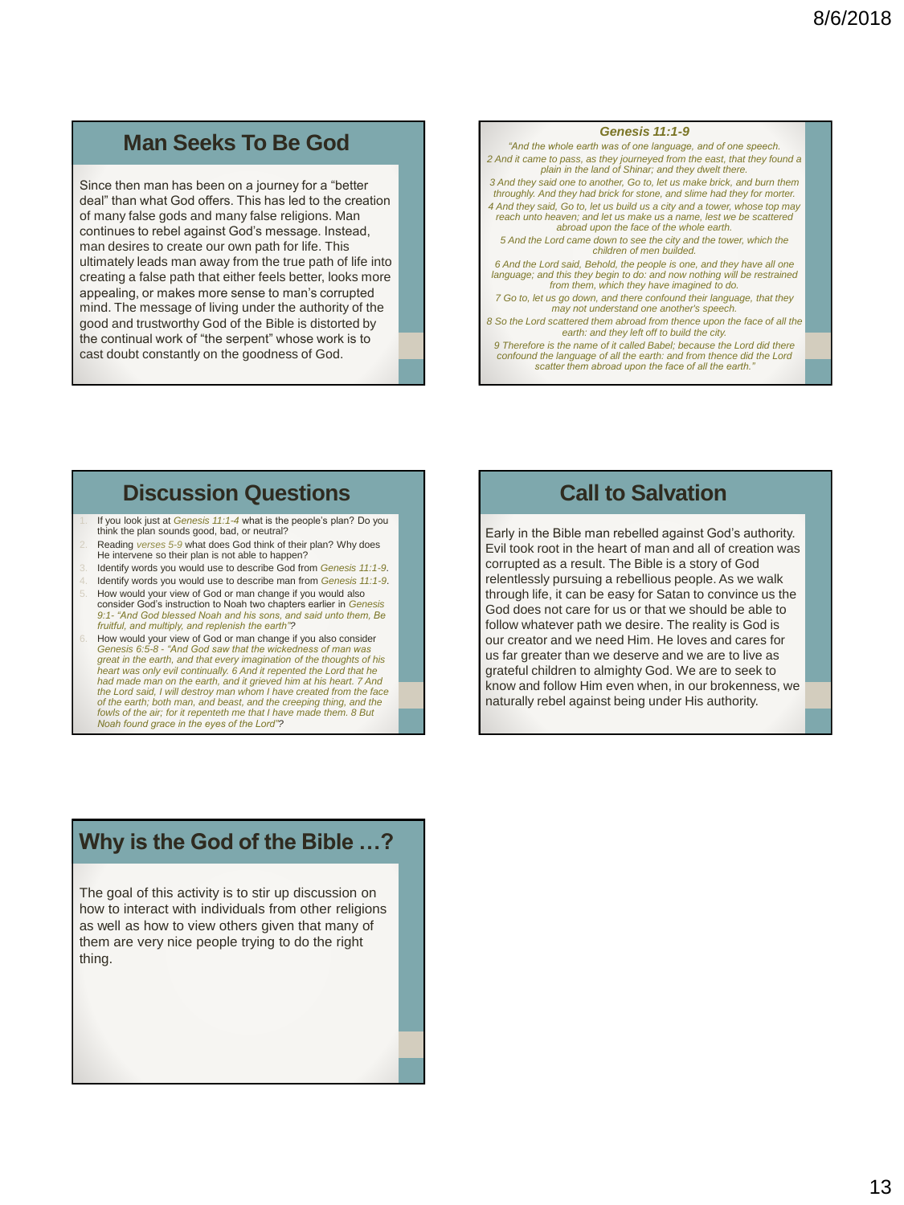## Man Seeks To Be God

Since then man has been on a journey for a "better deal" than what God offers. This has led to the creation of many false gods and many false religions. Man continues to rebel against God's message. Instead, man desires to create our own path for life. This ultimately leads man away from the true path of life into creating a false path that either feels better, looks more appealing, or makes more sense to man's corrupted mind. The message of living under the authority of the good and trustworthy God of the Bible is distorted by the continual work of "the serpent" whose work is to cast doubt constantly on the goodness of God.

## *Genesis 11:1-9*

*"And the whole earth was of one language, and of one speech.*
*2 And it came to pass, as they journeyed from the east, that they found a plain in the land of Shinar; and they dwelt there.*
*3 And they said one to another, Go to, let us make brick, and burn them throughly. And they had brick for stone, and slime had they for morter.*
*4 And they said, Go to, let us build us a city and a tower, whose top may reach unto heaven; and let us make us a name, lest we be scattered abroad upon the face of the whole earth.*
*5 And the Lord came down to see the city and the tower, which the children of men builded.*
*6 And the Lord said, Behold, the people is one, and they have all one language; and this they begin to do: and now nothing will be restrained from them, which they have imagined to do.*
*7 Go to, let us go down, and there confound their language, that they may not understand one another's speech.*
*8 So the Lord scattered them abroad from thence upon the face of all the earth: and they left off to build the city.*
*9 Therefore is the name of it called Babel; because the Lord did there confound the language of all the earth: and from thence did the Lord scatter them abroad upon the face of all the earth."*

## Discussion Questions

1. If you look just at *Genesis 11:1-4* what is the people's plan? Do you think the plan sounds good, bad, or neutral?
2. Reading *verses 5-9* what does God think of their plan? Why does He intervene so their plan is not able to happen?
3. Identify words you would use to describe God from *Genesis 11:1-9*.
4. Identify words you would use to describe man from *Genesis 11:1-9*.
5. How would your view of God or man change if you would also consider God's instruction to Noah two chapters earlier in *Genesis 9:1- "And God blessed Noah and his sons, and said unto them, Be fruitful, and multiply, and replenish the earth"*?
6. How would your view of God or man change if you also consider *Genesis 6:5-8 - "And God saw that the wickedness of man was great in the earth, and that every imagination of the thoughts of his heart was only evil continually. 6 And it repented the Lord that he had made man on the earth, and it grieved him at his heart. 7 And the Lord said, I will destroy man whom I have created from the face of the earth; both man, and beast, and the creeping thing, and the fowls of the air; for it repenteth me that I have made them. 8 But Noah found grace in the eyes of the Lord"*?

## Call to Salvation

Early in the Bible man rebelled against God's authority. Evil took root in the heart of man and all of creation was corrupted as a result. The Bible is a story of God relentlessly pursuing a rebellious people. As we walk through life, it can be easy for Satan to convince us the God does not care for us or that we should be able to follow whatever path we desire. The reality is God is our creator and we need Him. He loves and cares for us far greater than we deserve and we are to live as grateful children to almighty God. We are to seek to know and follow Him even when, in our brokenness, we naturally rebel against being under His authority.

## Why is the God of the Bible …?

The goal of this activity is to stir up discussion on how to interact with individuals from other religions as well as how to view others given that many of them are very nice people trying to do the right thing.